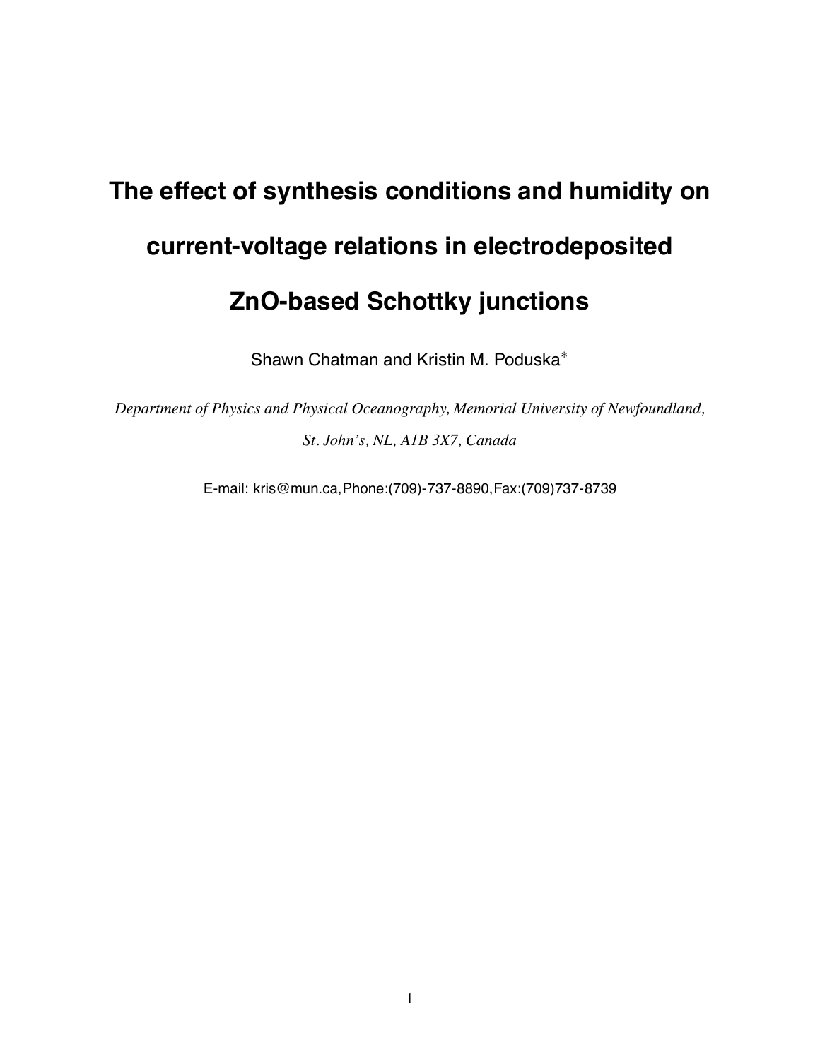# The effect of synthesis conditions and humidity on current-voltage relations in electrodeposited ZnO-based Schottky junctions

Shawn Chatman and Kristin M. Poduska*

*Department of Physics and Physical Oceanography, Memorial University of Newfoundland, St. John's, NL, A1B 3X7, Canada*

E-mail: kris@mun.ca,Phone:(709)-737-8890,Fax:(709)737-8739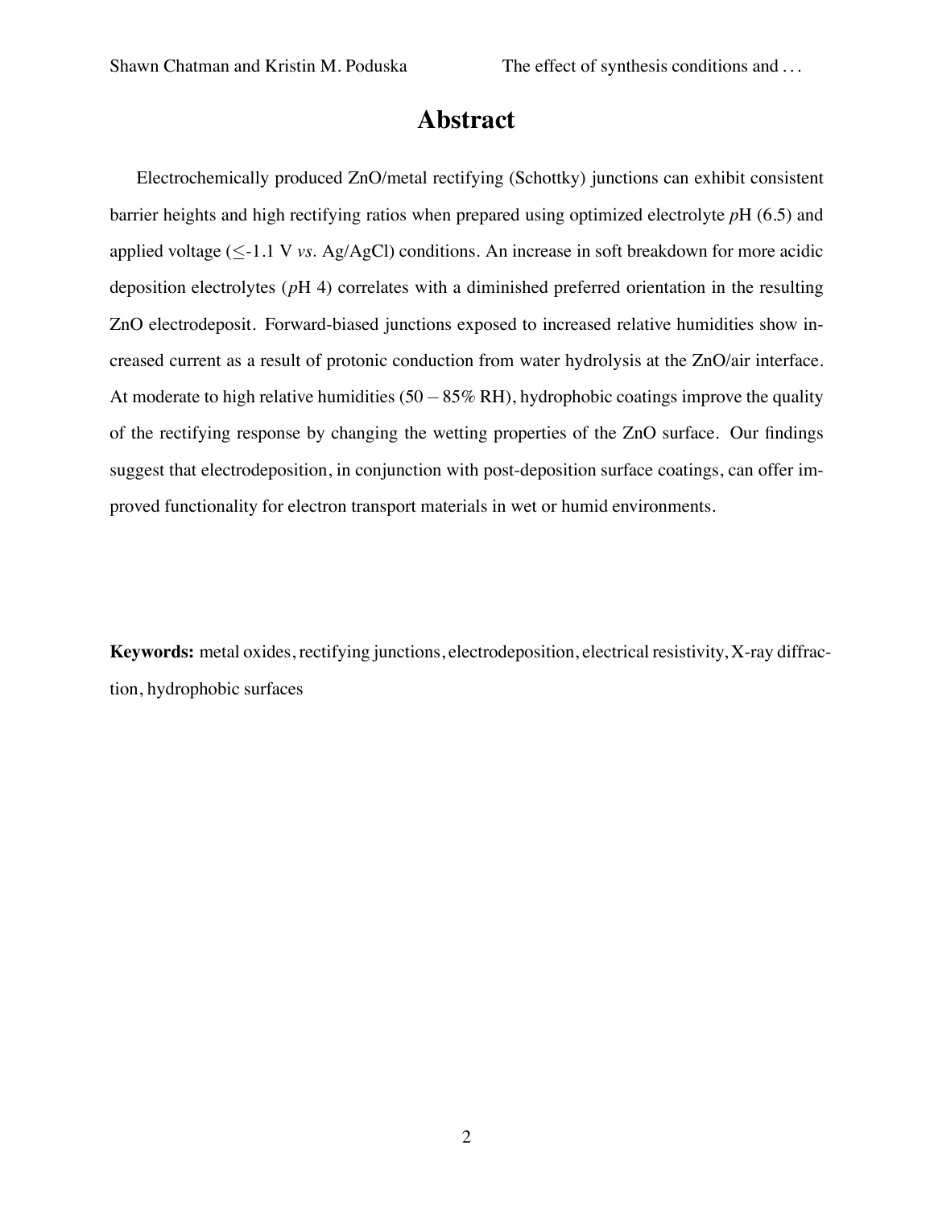# Abstract

Electrochemically produced ZnO/metal rectifying (Schottky) junctions can exhibit consistent barrier heights and high rectifying ratios when prepared using optimized electrolyte *p*H (6.5) and applied voltage ($\leq$-1.1 V *vs.* Ag/AgCl) conditions. An increase in soft breakdown for more acidic deposition electrolytes (*p*H 4) correlates with a diminished preferred orientation in the resulting ZnO electrodeposit. Forward-biased junctions exposed to increased relative humidities show increased current as a result of protonic conduction from water hydrolysis at the ZnO/air interface. At moderate to high relative humidities ($50 - 85$% RH), hydrophobic coatings improve the quality of the rectifying response by changing the wetting properties of the ZnO surface. Our findings suggest that electrodeposition, in conjunction with post-deposition surface coatings, can offer improved functionality for electron transport materials in wet or humid environments.

**Keywords:** metal oxides, rectifying junctions, electrodeposition, electrical resistivity, X-ray diffraction, hydrophobic surfaces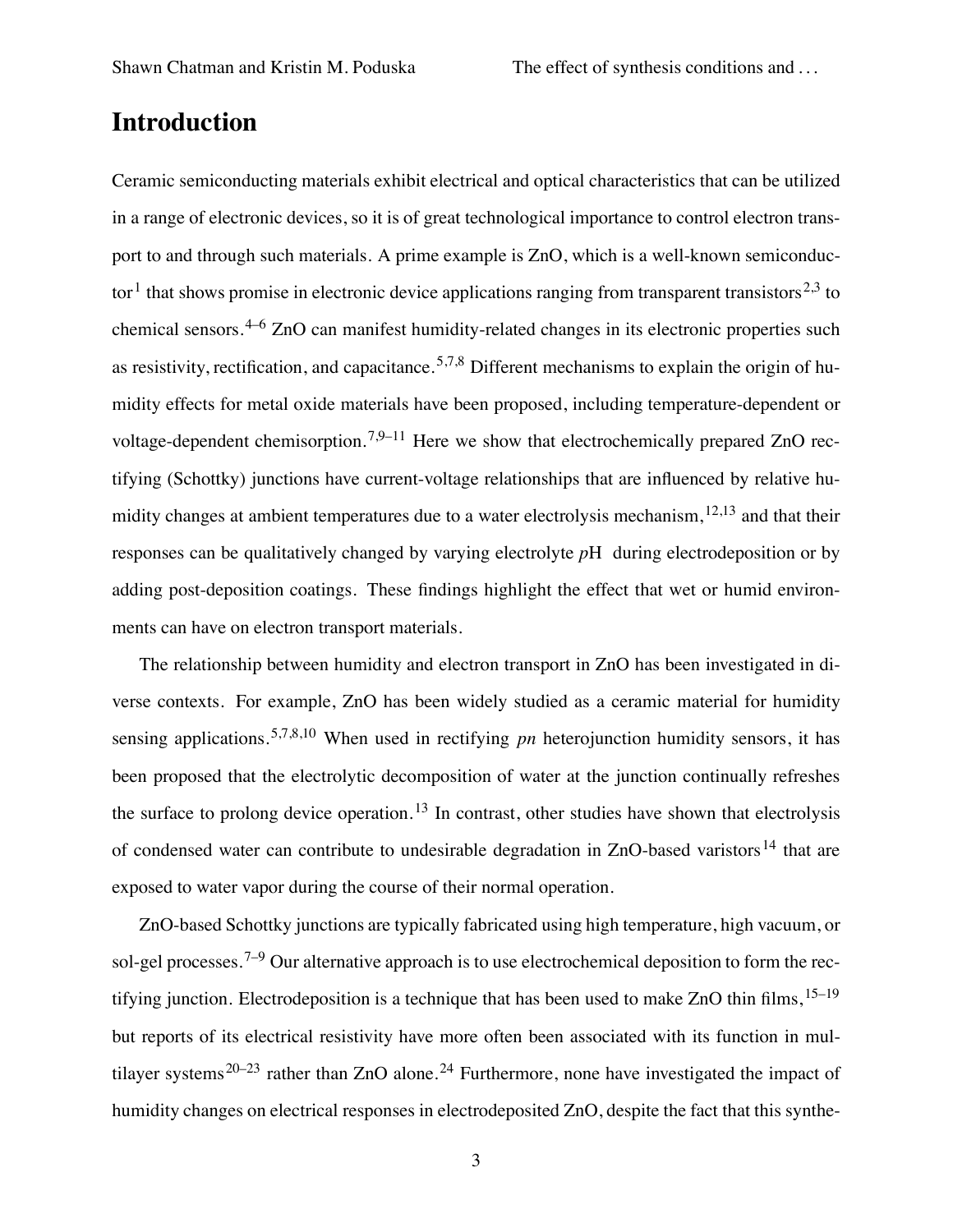## Introduction

Ceramic semiconducting materials exhibit electrical and optical characteristics that can be utilized in a range of electronic devices, so it is of great technological importance to control electron transport to and through such materials. A prime example is ZnO, which is a well-known semiconductor[1] that shows promise in electronic device applications ranging from transparent transistors[2,3] to chemical sensors.[4–6] ZnO can manifest humidity-related changes in its electronic properties such as resistivity, rectification, and capacitance.[5,7,8] Different mechanisms to explain the origin of humidity effects for metal oxide materials have been proposed, including temperature-dependent or voltage-dependent chemisorption.[7,9–11] Here we show that electrochemically prepared ZnO rectifying (Schottky) junctions have current-voltage relationships that are influenced by relative humidity changes at ambient temperatures due to a water electrolysis mechanism,[12,13] and that their responses can be qualitatively changed by varying electrolyte *p*H during electrodeposition or by adding post-deposition coatings. These findings highlight the effect that wet or humid environments can have on electron transport materials.

The relationship between humidity and electron transport in ZnO has been investigated in diverse contexts. For example, ZnO has been widely studied as a ceramic material for humidity sensing applications.[5,7,8,10] When used in rectifying *pn* heterojunction humidity sensors, it has been proposed that the electrolytic decomposition of water at the junction continually refreshes the surface to prolong device operation.[13] In contrast, other studies have shown that electrolysis of condensed water can contribute to undesirable degradation in ZnO-based varistors[14] that are exposed to water vapor during the course of their normal operation.

ZnO-based Schottky junctions are typically fabricated using high temperature, high vacuum, or sol-gel processes.[7–9] Our alternative approach is to use electrochemical deposition to form the rectifying junction. Electrodeposition is a technique that has been used to make ZnO thin films,[15–19] but reports of its electrical resistivity have more often been associated with its function in multilayer systems[20–23] rather than ZnO alone.[24] Furthermore, none have investigated the impact of humidity changes on electrical responses in electrodeposited ZnO, despite the fact that this synthe-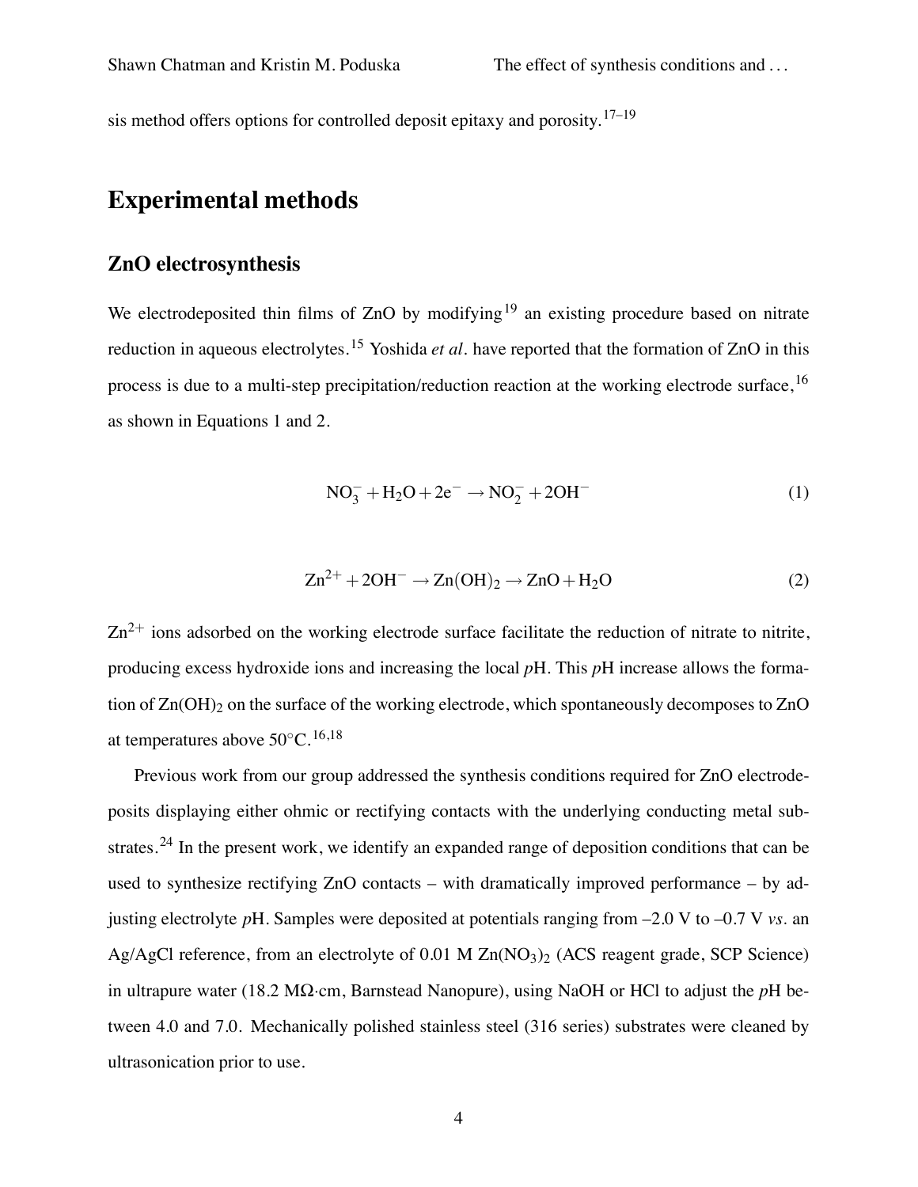sis method offers options for controlled deposit epitaxy and porosity.[17–19]

## Experimental methods

### ZnO electrosynthesis

We electrodeposited thin films of ZnO by modifying[19] an existing procedure based on nitrate reduction in aqueous electrolytes.[15] Yoshida *et al.* have reported that the formation of ZnO in this process is due to a multi-step precipitation/reduction reaction at the working electrode surface,[16] as shown in Equations 1 and 2.

$$NO_3^- + H_2O + 2e^- \rightarrow NO_2^- + 2OH^- \tag{1}$$

$$Zn^{2+} + 2OH^- \rightarrow Zn(OH)_2 \rightarrow ZnO + H_2O \tag{2}$$

$Zn^{2+}$ ions adsorbed on the working electrode surface facilitate the reduction of nitrate to nitrite, producing excess hydroxide ions and increasing the local *p*H. This *p*H increase allows the formation of $Zn(OH)_2$ on the surface of the working electrode, which spontaneously decomposes to ZnO at temperatures above 50°C.[16,18]

Previous work from our group addressed the synthesis conditions required for ZnO electrodeposits displaying either ohmic or rectifying contacts with the underlying conducting metal substrates.[24] In the present work, we identify an expanded range of deposition conditions that can be used to synthesize rectifying ZnO contacts – with dramatically improved performance – by adjusting electrolyte *p*H. Samples were deposited at potentials ranging from –2.0 V to –0.7 V *vs.* an Ag/AgCl reference, from an electrolyte of 0.01 M $Zn(NO_3)_2$ (ACS reagent grade, SCP Science) in ultrapure water (18.2 MΩ·cm, Barnstead Nanopure), using NaOH or HCl to adjust the *p*H between 4.0 and 7.0. Mechanically polished stainless steel (316 series) substrates were cleaned by ultrasonication prior to use.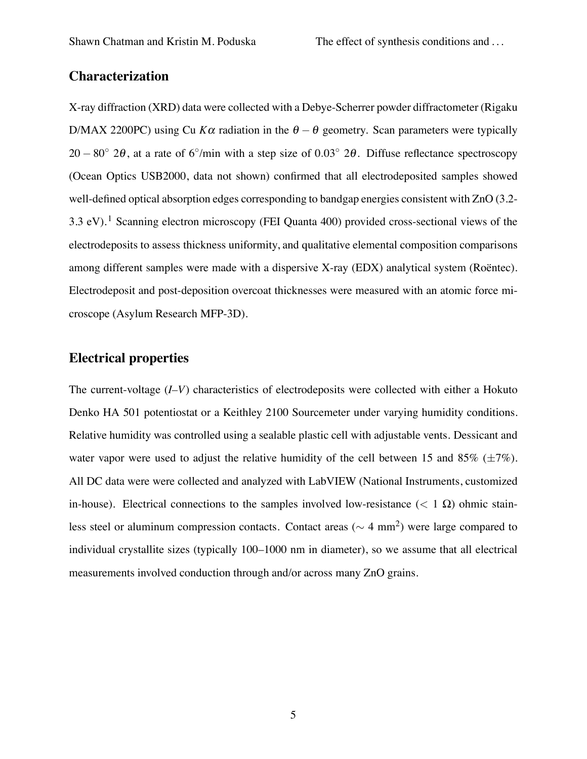## Characterization

X-ray diffraction (XRD) data were collected with a Debye-Scherrer powder diffractometer (Rigaku D/MAX 2200PC) using Cu $K\alpha$ radiation in the $\theta - \theta$ geometry. Scan parameters were typically $20 - 80^\circ$ $2\theta$, at a rate of $6^\circ$/min with a step size of $0.03^\circ$ $2\theta$. Diffuse reflectance spectroscopy (Ocean Optics USB2000, data not shown) confirmed that all electrodeposited samples showed well-defined optical absorption edges corresponding to bandgap energies consistent with ZnO (3.2-3.3 eV).[1] Scanning electron microscopy (FEI Quanta 400) provided cross-sectional views of the electrodeposits to assess thickness uniformity, and qualitative elemental composition comparisons among different samples were made with a dispersive X-ray (EDX) analytical system (Roëntec). Electrodeposit and post-deposition overcoat thicknesses were measured with an atomic force microscope (Asylum Research MFP-3D).

## Electrical properties

The current-voltage (*I–V*) characteristics of electrodeposits were collected with either a Hokuto Denko HA 501 potentiostat or a Keithley 2100 Sourcemeter under varying humidity conditions. Relative humidity was controlled using a sealable plastic cell with adjustable vents. Dessicant and water vapor were used to adjust the relative humidity of the cell between 15 and 85% ($\pm$7%). All DC data were were collected and analyzed with LabVIEW (National Instruments, customized in-house). Electrical connections to the samples involved low-resistance ($< 1\ \Omega$) ohmic stainless steel or aluminum compression contacts. Contact areas ($\sim 4$ mm$^2$) were large compared to individual crystallite sizes (typically 100–1000 nm in diameter), so we assume that all electrical measurements involved conduction through and/or across many ZnO grains.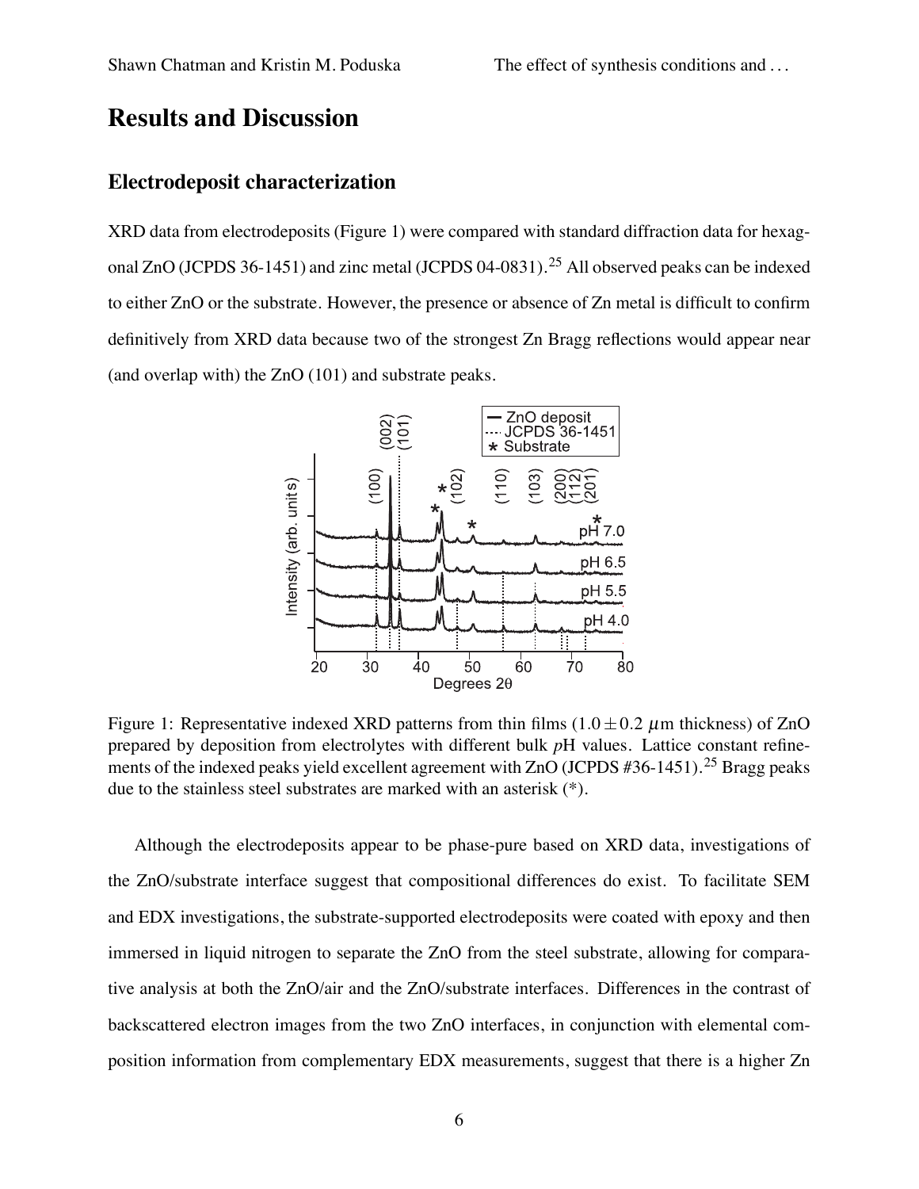## Results and Discussion

### Electrodeposit characterization

XRD data from electrodeposits (Figure 1) were compared with standard diffraction data for hexagonal ZnO (JCPDS 36-1451) and zinc metal (JCPDS 04-0831).[25] All observed peaks can be indexed to either ZnO or the substrate. However, the presence or absence of Zn metal is difficult to confirm definitively from XRD data because two of the strongest Zn Bragg reflections would appear near (and overlap with) the ZnO (101) and substrate peaks.

Figure 1: Representative indexed XRD patterns from thin films ($1.0 \pm 0.2$ $\mu$m thickness) of ZnO prepared by deposition from electrolytes with different bulk *p*H values. Lattice constant refinements of the indexed peaks yield excellent agreement with ZnO (JCPDS #36-1451).[25] Bragg peaks due to the stainless steel substrates are marked with an asterisk (*).

Although the electrodeposits appear to be phase-pure based on XRD data, investigations of the ZnO/substrate interface suggest that compositional differences do exist. To facilitate SEM and EDX investigations, the substrate-supported electrodeposits were coated with epoxy and then immersed in liquid nitrogen to separate the ZnO from the steel substrate, allowing for comparative analysis at both the ZnO/air and the ZnO/substrate interfaces. Differences in the contrast of backscattered electron images from the two ZnO interfaces, in conjunction with elemental composition information from complementary EDX measurements, suggest that there is a higher Zn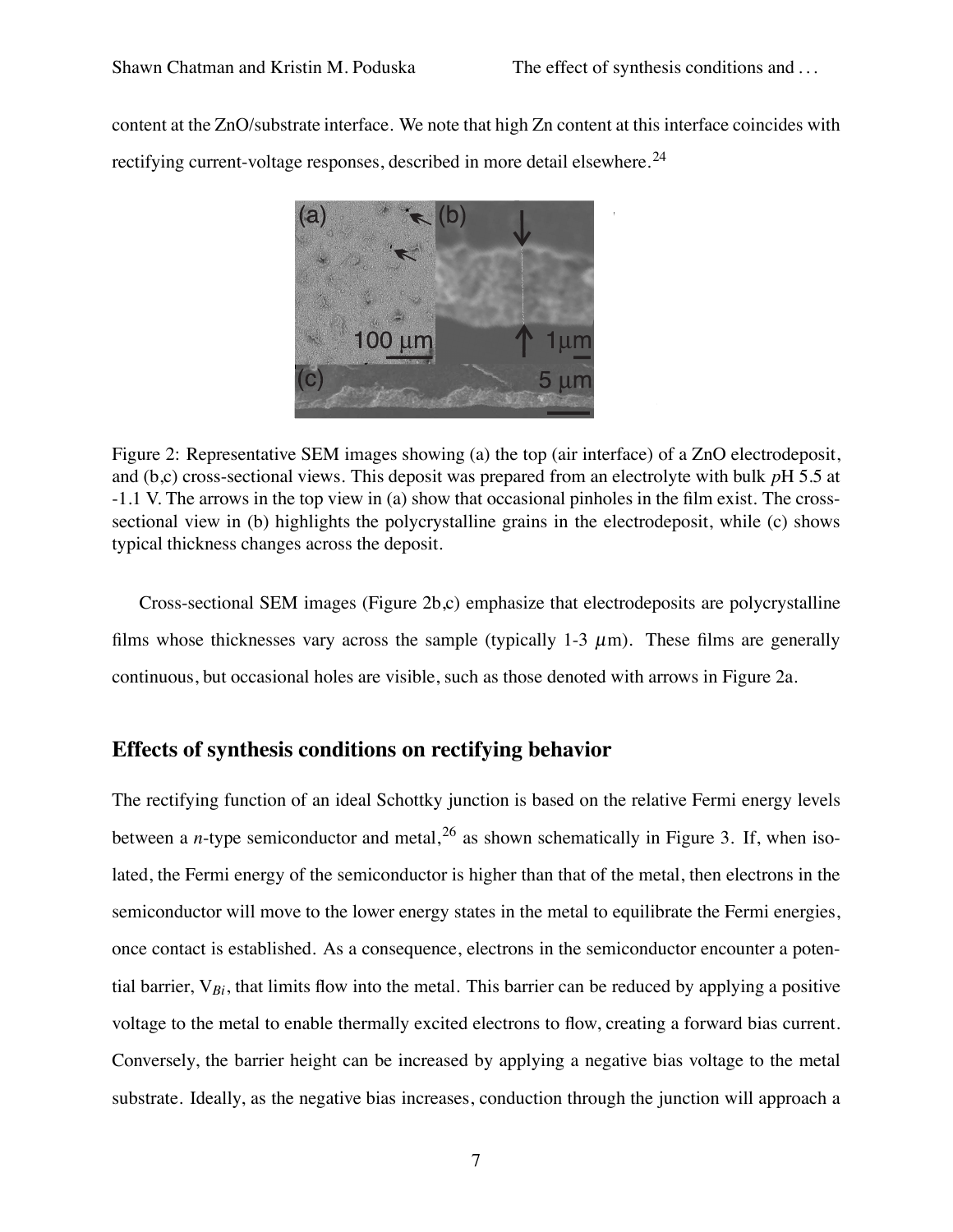content at the ZnO/substrate interface. We note that high Zn content at this interface coincides with rectifying current-voltage responses, described in more detail elsewhere.[24]

Figure 2: Representative SEM images showing (a) the top (air interface) of a ZnO electrodeposit, and (b,c) cross-sectional views. This deposit was prepared from an electrolyte with bulk *p*H 5.5 at -1.1 V. The arrows in the top view in (a) show that occasional pinholes in the film exist. The cross-sectional view in (b) highlights the polycrystalline grains in the electrodeposit, while (c) shows typical thickness changes across the deposit.

Cross-sectional SEM images (Figure 2b,c) emphasize that electrodeposits are polycrystalline films whose thicknesses vary across the sample (typically 1-3 $\mu$m). These films are generally continuous, but occasional holes are visible, such as those denoted with arrows in Figure 2a.

## Effects of synthesis conditions on rectifying behavior

The rectifying function of an ideal Schottky junction is based on the relative Fermi energy levels between a *n*-type semiconductor and metal,[26] as shown schematically in Figure 3. If, when isolated, the Fermi energy of the semiconductor is higher than that of the metal, then electrons in the semiconductor will move to the lower energy states in the metal to equilibrate the Fermi energies, once contact is established. As a consequence, electrons in the semiconductor encounter a potential barrier, $V_{Bi}$, that limits flow into the metal. This barrier can be reduced by applying a positive voltage to the metal to enable thermally excited electrons to flow, creating a forward bias current. Conversely, the barrier height can be increased by applying a negative bias voltage to the metal substrate. Ideally, as the negative bias increases, conduction through the junction will approach a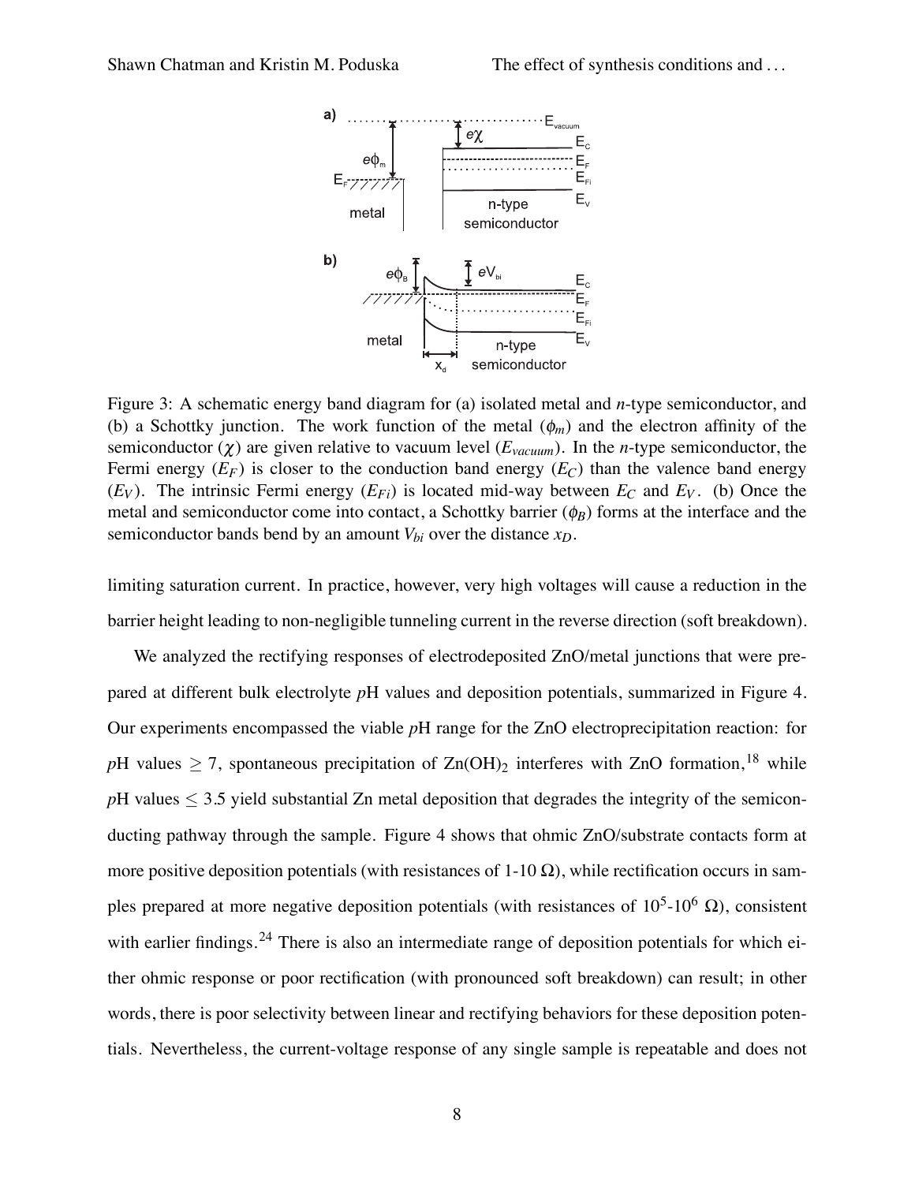Figure 3: A schematic energy band diagram for (a) isolated metal and *n*-type semiconductor, and (b) a Schottky junction. The work function of the metal ($\phi_m$) and the electron affinity of the semiconductor ($\chi$) are given relative to vacuum level ($E_{vacuum}$). In the *n*-type semiconductor, the Fermi energy ($E_F$) is closer to the conduction band energy ($E_C$) than the valence band energy ($E_V$). The intrinsic Fermi energy ($E_{Fi}$) is located mid-way between $E_C$ and $E_V$. (b) Once the metal and semiconductor come into contact, a Schottky barrier ($\phi_B$) forms at the interface and the semiconductor bands bend by an amount $V_{bi}$ over the distance $x_D$.

limiting saturation current. In practice, however, very high voltages will cause a reduction in the barrier height leading to non-negligible tunneling current in the reverse direction (soft breakdown).

We analyzed the rectifying responses of electrodeposited ZnO/metal junctions that were prepared at different bulk electrolyte *p*H values and deposition potentials, summarized in Figure 4. Our experiments encompassed the viable *p*H range for the ZnO electroprecipitation reaction: for *p*H values $\geq 7$, spontaneous precipitation of $Zn(OH)_2$ interferes with ZnO formation,[18] while *p*H values $\leq 3.5$ yield substantial Zn metal deposition that degrades the integrity of the semiconducting pathway through the sample. Figure 4 shows that ohmic ZnO/substrate contacts form at more positive deposition potentials (with resistances of 1-10 $\Omega$), while rectification occurs in samples prepared at more negative deposition potentials (with resistances of $10^5$-$10^6$ $\Omega$), consistent with earlier findings.[24] There is also an intermediate range of deposition potentials for which either ohmic response or poor rectification (with pronounced soft breakdown) can result; in other words, there is poor selectivity between linear and rectifying behaviors for these deposition potentials. Nevertheless, the current-voltage response of any single sample is repeatable and does not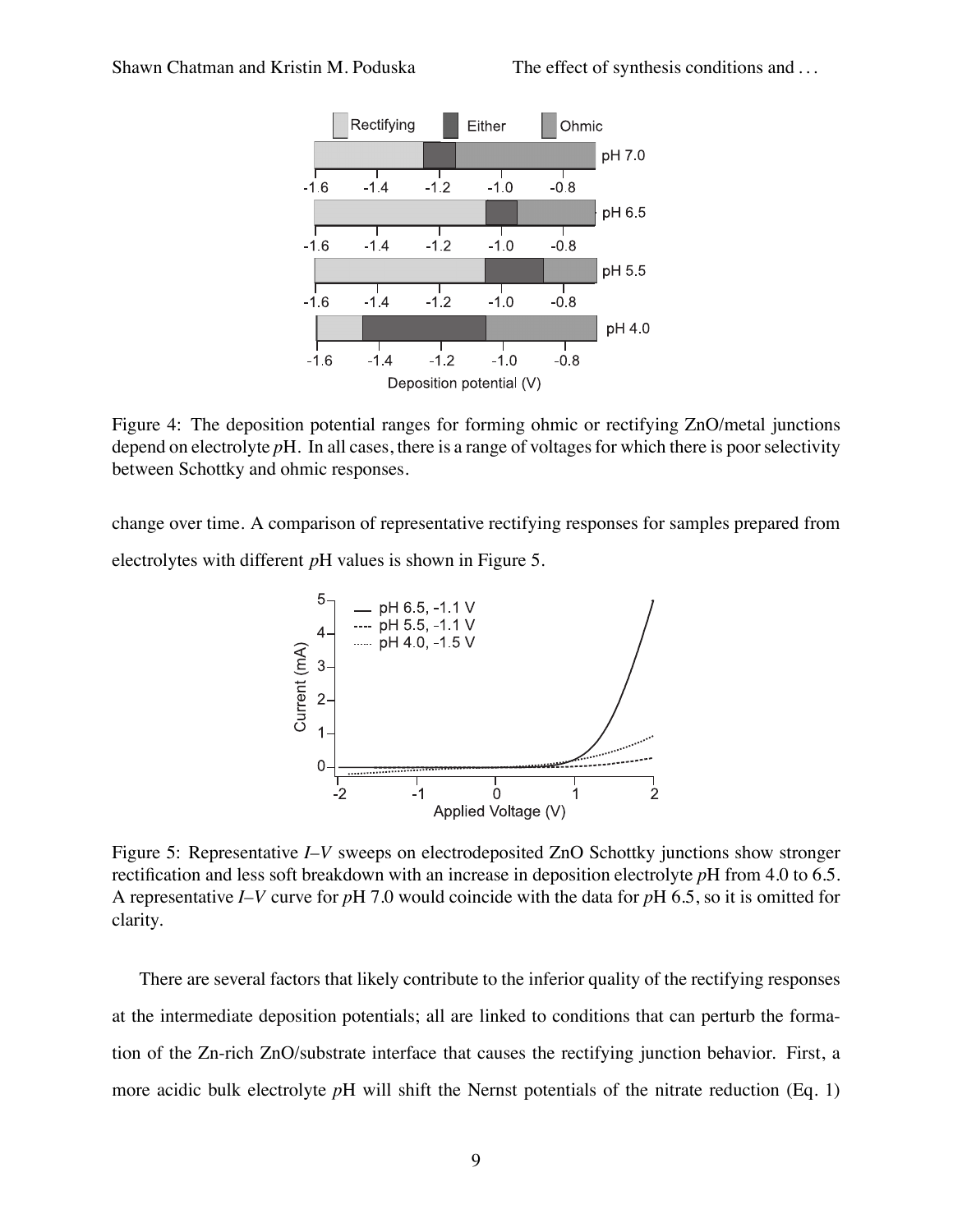Figure 4: The deposition potential ranges for forming ohmic or rectifying ZnO/metal junctions depend on electrolyte *p*H. In all cases, there is a range of voltages for which there is poor selectivity between Schottky and ohmic responses.

change over time. A comparison of representative rectifying responses for samples prepared from electrolytes with different *p*H values is shown in Figure 5.

Figure 5: Representative *I*–*V* sweeps on electrodeposited ZnO Schottky junctions show stronger rectification and less soft breakdown with an increase in deposition electrolyte *p*H from 4.0 to 6.5. A representative *I*–*V* curve for *p*H 7.0 would coincide with the data for *p*H 6.5, so it is omitted for clarity.

There are several factors that likely contribute to the inferior quality of the rectifying responses at the intermediate deposition potentials; all are linked to conditions that can perturb the formation of the Zn-rich ZnO/substrate interface that causes the rectifying junction behavior. First, a more acidic bulk electrolyte *p*H will shift the Nernst potentials of the nitrate reduction (Eq. 1)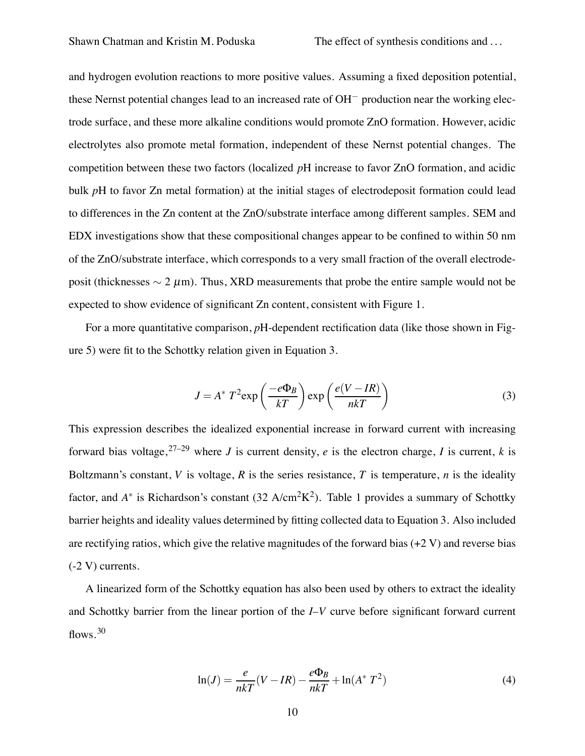and hydrogen evolution reactions to more positive values. Assuming a fixed deposition potential, these Nernst potential changes lead to an increased rate of $OH^-$ production near the working electrode surface, and these more alkaline conditions would promote ZnO formation. However, acidic electrolytes also promote metal formation, independent of these Nernst potential changes. The competition between these two factors (localized *p*H increase to favor ZnO formation, and acidic bulk *p*H to favor Zn metal formation) at the initial stages of electrodeposit formation could lead to differences in the Zn content at the ZnO/substrate interface among different samples. SEM and EDX investigations show that these compositional changes appear to be confined to within 50 nm of the ZnO/substrate interface, which corresponds to a very small fraction of the overall electrodeposit (thicknesses $\sim 2\ \mu$m). Thus, XRD measurements that probe the entire sample would not be expected to show evidence of significant Zn content, consistent with Figure 1.

For a more quantitative comparison, *p*H-dependent rectification data (like those shown in Figure 5) were fit to the Schottky relation given in Equation 3.

$$J = A^*\, T^2 \exp\left(\frac{-e\Phi_B}{kT}\right) \exp\left(\frac{e(V-IR)}{nkT}\right) \tag{3}$$

This expression describes the idealized exponential increase in forward current with increasing forward bias voltage,[27–29] where $J$ is current density, $e$ is the electron charge, $I$ is current, $k$ is Boltzmann's constant, $V$ is voltage, $R$ is the series resistance, $T$ is temperature, $n$ is the ideality factor, and $A^*$ is Richardson's constant (32 A/cm$^2$K$^2$). Table 1 provides a summary of Schottky barrier heights and ideality values determined by fitting collected data to Equation 3. Also included are rectifying ratios, which give the relative magnitudes of the forward bias (+2 V) and reverse bias (-2 V) currents.

A linearized form of the Schottky equation has also been used by others to extract the ideality and Schottky barrier from the linear portion of the *I*–*V* curve before significant forward current flows.[30]

$$\ln(J) = \frac{e}{nkT}(V-IR) - \frac{e\Phi_B}{nkT} + \ln(A^*\, T^2) \tag{4}$$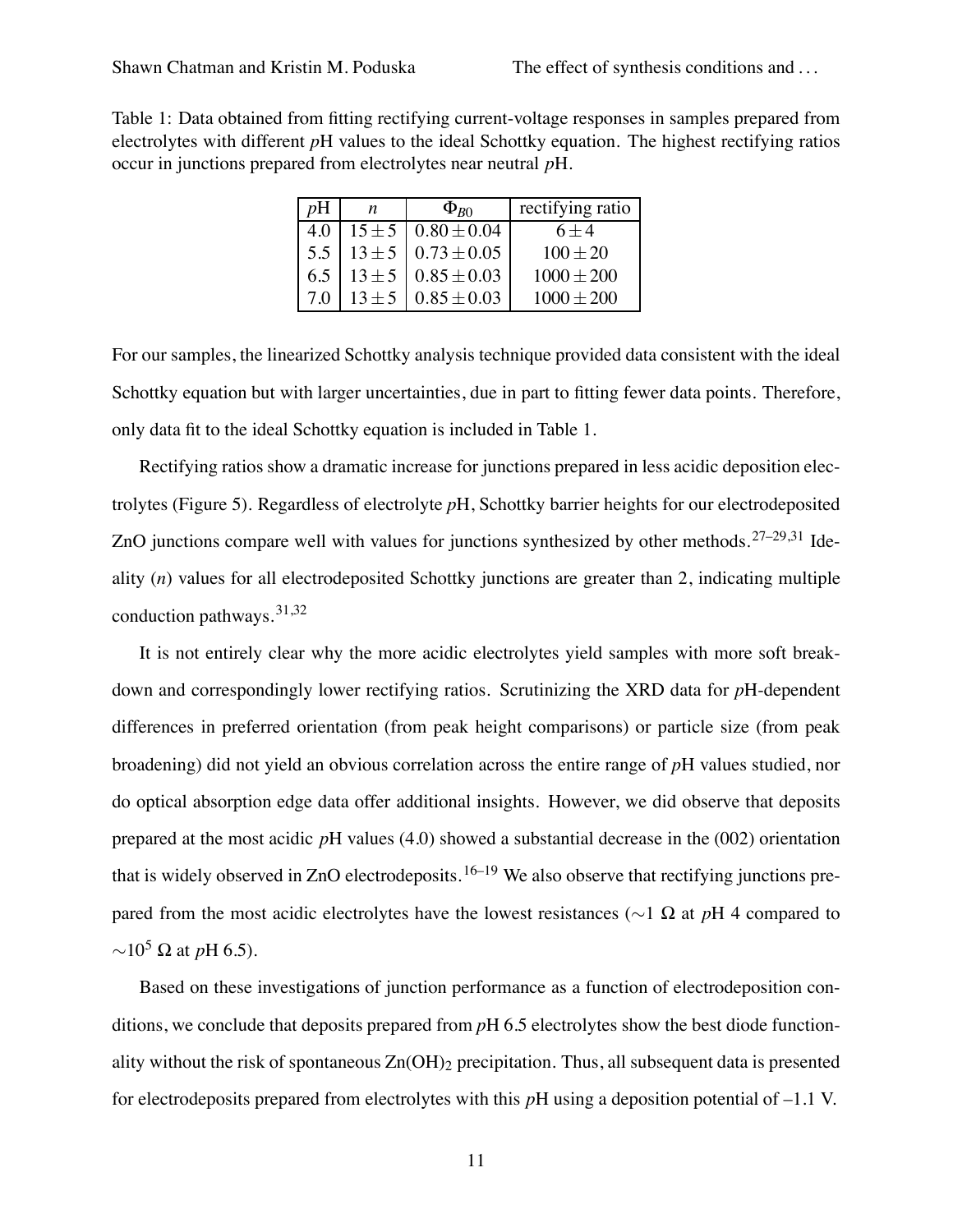Table 1: Data obtained from fitting rectifying current-voltage responses in samples prepared from electrolytes with different *p*H values to the ideal Schottky equation. The highest rectifying ratios occur in junctions prepared from electrolytes near neutral *p*H.

| *p*H | $n$ | $\Phi_{B0}$ | rectifying ratio |
|---|---|---|---|
| 4.0 | $15 \pm 5$ | $0.80 \pm 0.04$ | $6 \pm 4$ |
| 5.5 | $13 \pm 5$ | $0.73 \pm 0.05$ | $100 \pm 20$ |
| 6.5 | $13 \pm 5$ | $0.85 \pm 0.03$ | $1000 \pm 200$ |
| 7.0 | $13 \pm 5$ | $0.85 \pm 0.03$ | $1000 \pm 200$ |

For our samples, the linearized Schottky analysis technique provided data consistent with the ideal Schottky equation but with larger uncertainties, due in part to fitting fewer data points. Therefore, only data fit to the ideal Schottky equation is included in Table 1.

Rectifying ratios show a dramatic increase for junctions prepared in less acidic deposition electrolytes (Figure 5). Regardless of electrolyte *p*H, Schottky barrier heights for our electrodeposited ZnO junctions compare well with values for junctions synthesized by other methods.[27–29,31] Ideality ($n$) values for all electrodeposited Schottky junctions are greater than 2, indicating multiple conduction pathways.[31,32]

It is not entirely clear why the more acidic electrolytes yield samples with more soft breakdown and correspondingly lower rectifying ratios. Scrutinizing the XRD data for *p*H-dependent differences in preferred orientation (from peak height comparisons) or particle size (from peak broadening) did not yield an obvious correlation across the entire range of *p*H values studied, nor do optical absorption edge data offer additional insights. However, we did observe that deposits prepared at the most acidic *p*H values (4.0) showed a substantial decrease in the (002) orientation that is widely observed in ZnO electrodeposits.[16–19] We also observe that rectifying junctions prepared from the most acidic electrolytes have the lowest resistances ($\sim$1 $\Omega$ at *p*H 4 compared to $\sim 10^5$ $\Omega$ at *p*H 6.5).

Based on these investigations of junction performance as a function of electrodeposition conditions, we conclude that deposits prepared from *p*H 6.5 electrolytes show the best diode functionality without the risk of spontaneous $Zn(OH)_2$ precipitation. Thus, all subsequent data is presented for electrodeposits prepared from electrolytes with this *p*H using a deposition potential of –1.1 V.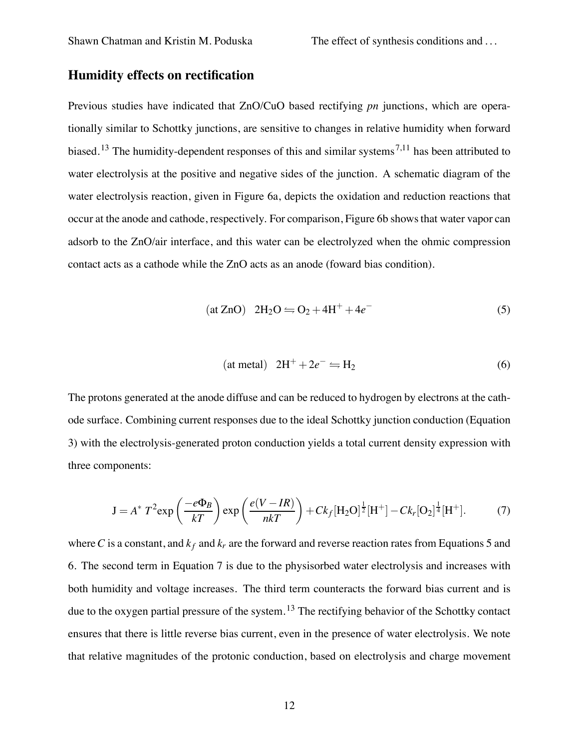## Humidity effects on rectification

Previous studies have indicated that ZnO/CuO based rectifying *pn* junctions, which are operationally similar to Schottky junctions, are sensitive to changes in relative humidity when forward biased.[13] The humidity-dependent responses of this and similar systems[7,11] has been attributed to water electrolysis at the positive and negative sides of the junction. A schematic diagram of the water electrolysis reaction, given in Figure 6a, depicts the oxidation and reduction reactions that occur at the anode and cathode, respectively. For comparison, Figure 6b shows that water vapor can adsorb to the ZnO/air interface, and this water can be electrolyzed when the ohmic compression contact acts as a cathode while the ZnO acts as an anode (foward bias condition).

$$(\text{at ZnO}) \quad 2\text{H}_2\text{O} \leftrightharpoons \text{O}_2 + 4\text{H}^+ + 4e^- \tag{5}$$

$$(\text{at metal}) \quad 2\text{H}^+ + 2e^- \leftrightharpoons \text{H}_2 \tag{6}$$

The protons generated at the anode diffuse and can be reduced to hydrogen by electrons at the cathode surface. Combining current responses due to the ideal Schottky junction conduction (Equation 3) with the electrolysis-generated proton conduction yields a total current density expression with three components:

$$\text{J} = A^* \, T^2 \exp\left(\frac{-e\Phi_B}{kT}\right) \exp\left(\frac{e(V - IR)}{nkT}\right) + Ck_f [\text{H}_2\text{O}]^{\frac{1}{2}} [\text{H}^+] - Ck_r [\text{O}_2]^{\frac{1}{4}} [\text{H}^+]. \tag{7}$$

where $C$ is a constant, and $k_f$ and $k_r$ are the forward and reverse reaction rates from Equations 5 and 6. The second term in Equation 7 is due to the physisorbed water electrolysis and increases with both humidity and voltage increases. The third term counteracts the forward bias current and is due to the oxygen partial pressure of the system.[13] The rectifying behavior of the Schottky contact ensures that there is little reverse bias current, even in the presence of water electrolysis. We note that relative magnitudes of the protonic conduction, based on electrolysis and charge movement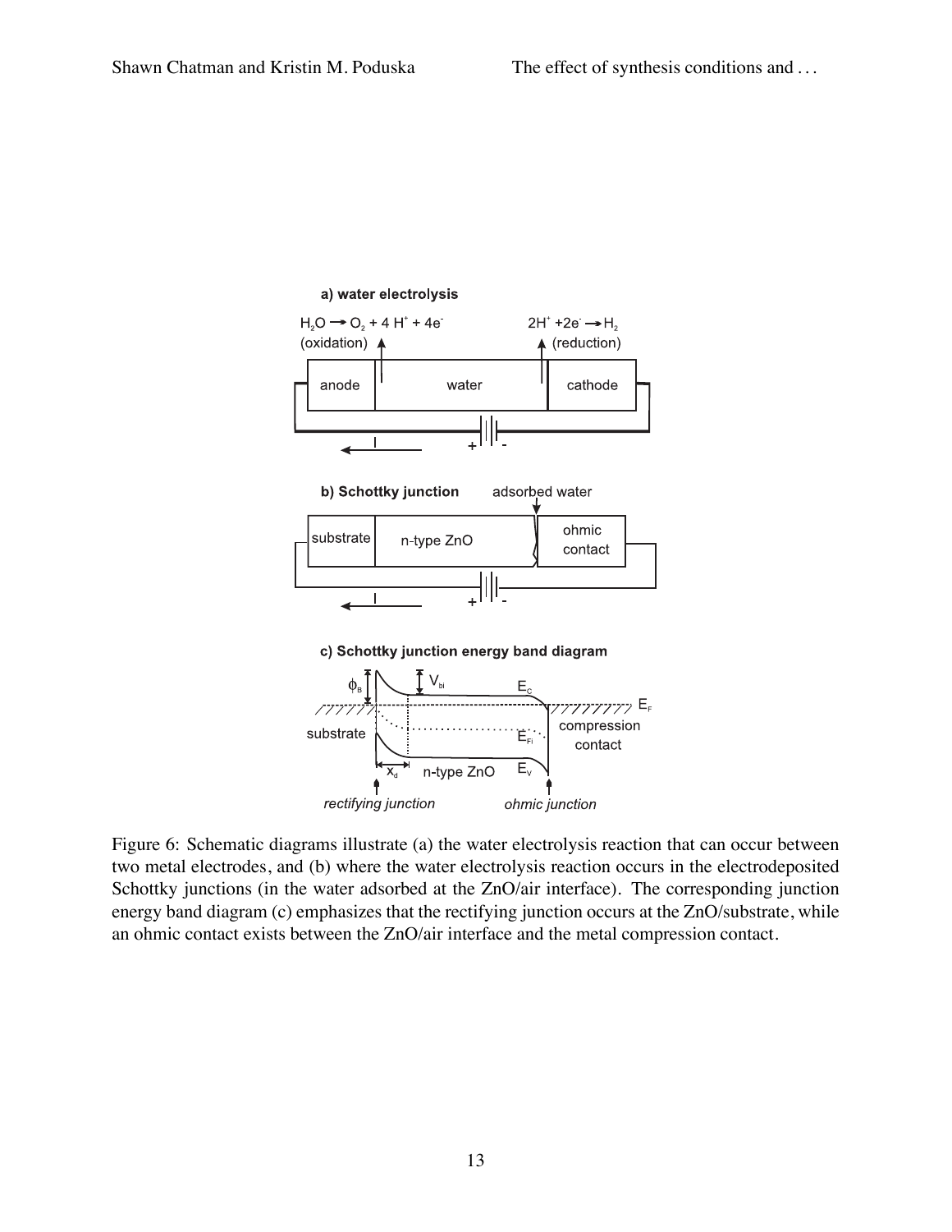Figure 6: Schematic diagrams illustrate (a) the water electrolysis reaction that can occur between two metal electrodes, and (b) where the water electrolysis reaction occurs in the electrodeposited Schottky junctions (in the water adsorbed at the ZnO/air interface). The corresponding junction energy band diagram (c) emphasizes that the rectifying junction occurs at the ZnO/substrate, while an ohmic contact exists between the ZnO/air interface and the metal compression contact.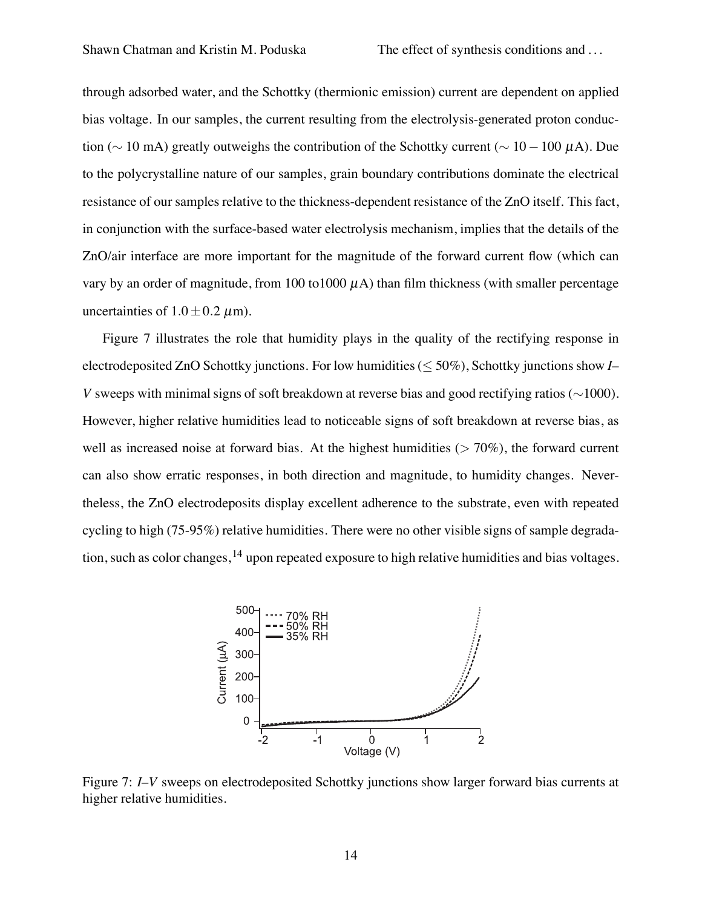through adsorbed water, and the Schottky (thermionic emission) current are dependent on applied bias voltage. In our samples, the current resulting from the electrolysis-generated proton conduction ($\sim 10$ mA) greatly outweighs the contribution of the Schottky current ($\sim 10-100$ $\mu$A). Due to the polycrystalline nature of our samples, grain boundary contributions dominate the electrical resistance of our samples relative to the thickness-dependent resistance of the ZnO itself. This fact, in conjunction with the surface-based water electrolysis mechanism, implies that the details of the ZnO/air interface are more important for the magnitude of the forward current flow (which can vary by an order of magnitude, from 100 to1000 $\mu$A) than film thickness (with smaller percentage uncertainties of $1.0 \pm 0.2$ $\mu$m).

Figure 7 illustrates the role that humidity plays in the quality of the rectifying response in electrodeposited ZnO Schottky junctions. For low humidities ($\leq 50\%$), Schottky junctions show *I*–*V* sweeps with minimal signs of soft breakdown at reverse bias and good rectifying ratios ($\sim$1000). However, higher relative humidities lead to noticeable signs of soft breakdown at reverse bias, as well as increased noise at forward bias. At the highest humidities ($> 70\%$), the forward current can also show erratic responses, in both direction and magnitude, to humidity changes. Nevertheless, the ZnO electrodeposits display excellent adherence to the substrate, even with repeated cycling to high (75-95%) relative humidities. There were no other visible signs of sample degradation, such as color changes,[14] upon repeated exposure to high relative humidities and bias voltages.

Figure 7: *I*–*V* sweeps on electrodeposited Schottky junctions show larger forward bias currents at higher relative humidities.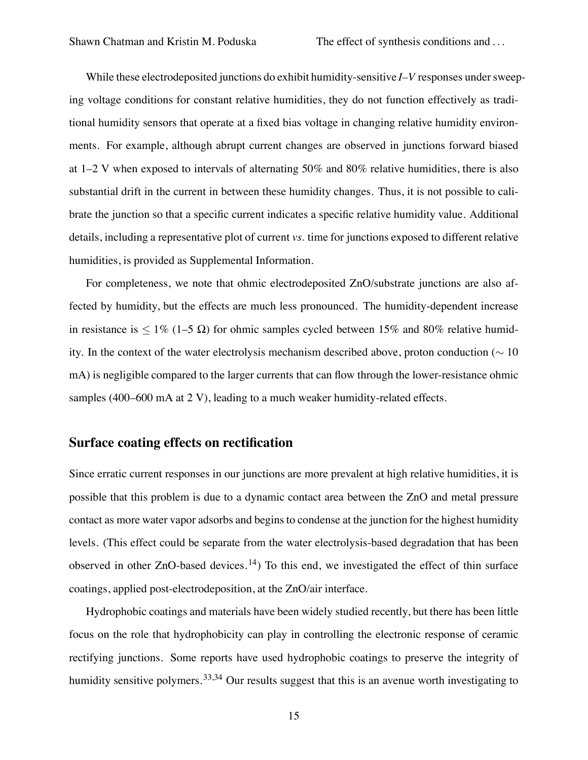While these electrodeposited junctions do exhibit humidity-sensitive *I–V* responses under sweeping voltage conditions for constant relative humidities, they do not function effectively as traditional humidity sensors that operate at a fixed bias voltage in changing relative humidity environments. For example, although abrupt current changes are observed in junctions forward biased at 1–2 V when exposed to intervals of alternating 50% and 80% relative humidities, there is also substantial drift in the current in between these humidity changes. Thus, it is not possible to calibrate the junction so that a specific current indicates a specific relative humidity value. Additional details, including a representative plot of current *vs.* time for junctions exposed to different relative humidities, is provided as Supplemental Information.

For completeness, we note that ohmic electrodeposited ZnO/substrate junctions are also affected by humidity, but the effects are much less pronounced. The humidity-dependent increase in resistance is $\leq 1\%$ (1–5 $\Omega$) for ohmic samples cycled between 15% and 80% relative humidity. In the context of the water electrolysis mechanism described above, proton conduction ($\sim 10$ mA) is negligible compared to the larger currents that can flow through the lower-resistance ohmic samples (400–600 mA at 2 V), leading to a much weaker humidity-related effects.

## Surface coating effects on rectification

Since erratic current responses in our junctions are more prevalent at high relative humidities, it is possible that this problem is due to a dynamic contact area between the ZnO and metal pressure contact as more water vapor adsorbs and begins to condense at the junction for the highest humidity levels. (This effect could be separate from the water electrolysis-based degradation that has been observed in other ZnO-based devices.[14]) To this end, we investigated the effect of thin surface coatings, applied post-electrodeposition, at the ZnO/air interface.

Hydrophobic coatings and materials have been widely studied recently, but there has been little focus on the role that hydrophobicity can play in controlling the electronic response of ceramic rectifying junctions. Some reports have used hydrophobic coatings to preserve the integrity of humidity sensitive polymers.[33,34] Our results suggest that this is an avenue worth investigating to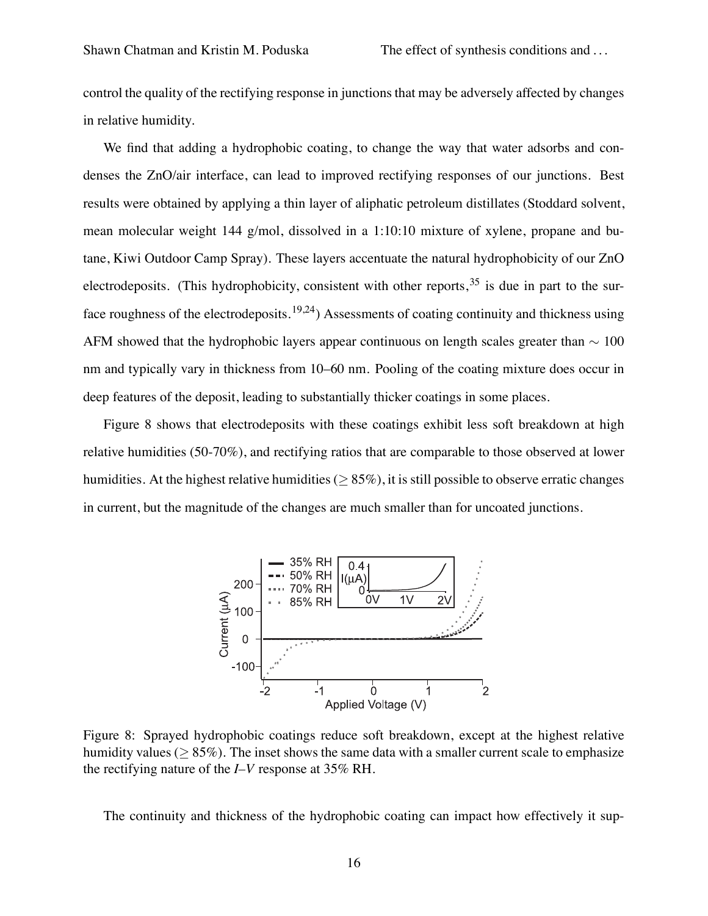control the quality of the rectifying response in junctions that may be adversely affected by changes in relative humidity.

We find that adding a hydrophobic coating, to change the way that water adsorbs and condenses the ZnO/air interface, can lead to improved rectifying responses of our junctions. Best results were obtained by applying a thin layer of aliphatic petroleum distillates (Stoddard solvent, mean molecular weight 144 g/mol, dissolved in a 1:10:10 mixture of xylene, propane and butane, Kiwi Outdoor Camp Spray). These layers accentuate the natural hydrophobicity of our ZnO electrodeposits. (This hydrophobicity, consistent with other reports,[35] is due in part to the surface roughness of the electrodeposits.[19,24]) Assessments of coating continuity and thickness using AFM showed that the hydrophobic layers appear continuous on length scales greater than $\sim 100$ nm and typically vary in thickness from 10–60 nm. Pooling of the coating mixture does occur in deep features of the deposit, leading to substantially thicker coatings in some places.

Figure 8 shows that electrodeposits with these coatings exhibit less soft breakdown at high relative humidities (50-70%), and rectifying ratios that are comparable to those observed at lower humidities. At the highest relative humidities ($\geq 85\%$), it is still possible to observe erratic changes in current, but the magnitude of the changes are much smaller than for uncoated junctions.

Figure 8: Sprayed hydrophobic coatings reduce soft breakdown, except at the highest relative humidity values ($\geq 85\%$). The inset shows the same data with a smaller current scale to emphasize the rectifying nature of the *I–V* response at 35% RH.

The continuity and thickness of the hydrophobic coating can impact how effectively it sup-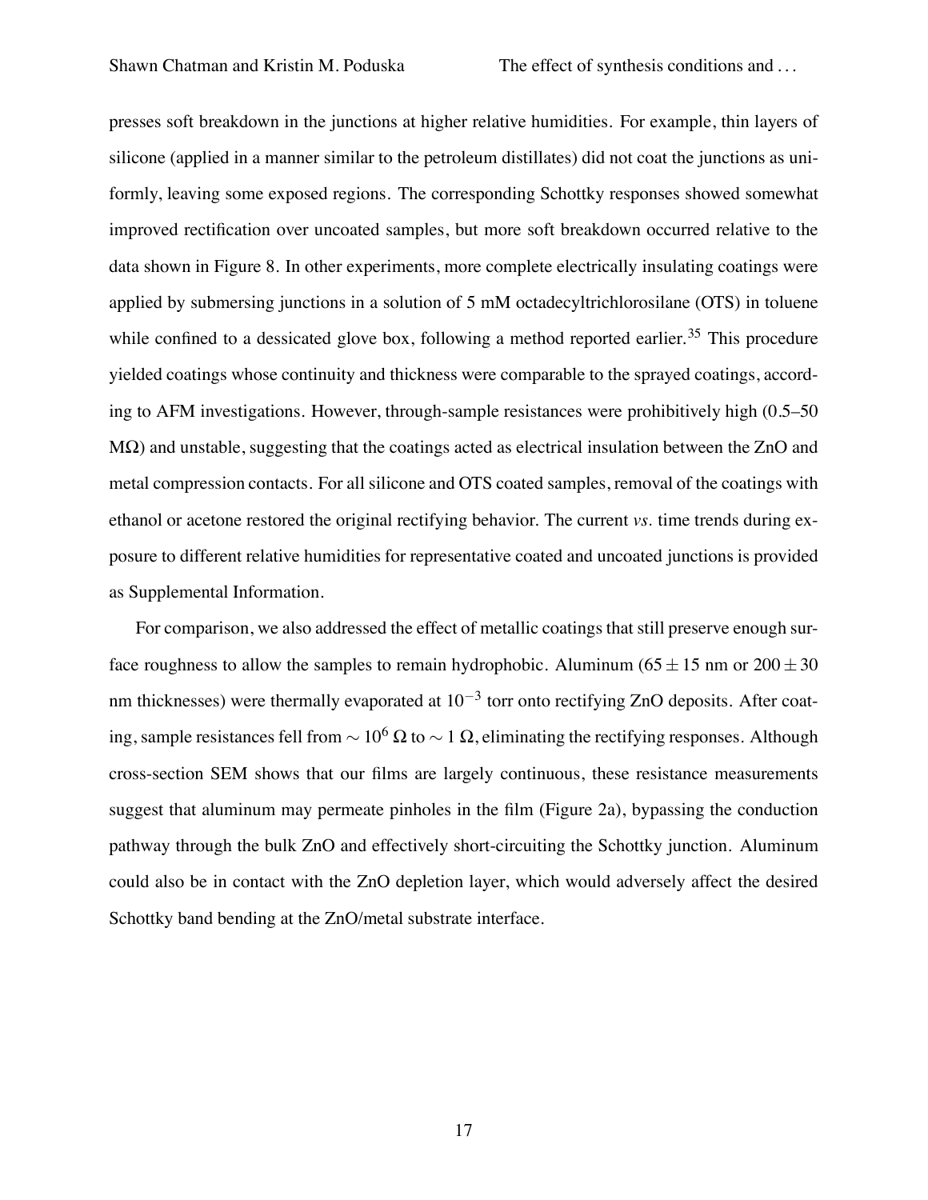presses soft breakdown in the junctions at higher relative humidities. For example, thin layers of silicone (applied in a manner similar to the petroleum distillates) did not coat the junctions as uniformly, leaving some exposed regions. The corresponding Schottky responses showed somewhat improved rectification over uncoated samples, but more soft breakdown occurred relative to the data shown in Figure 8. In other experiments, more complete electrically insulating coatings were applied by submersing junctions in a solution of 5 mM octadecyltrichlorosilane (OTS) in toluene while confined to a dessicated glove box, following a method reported earlier.[35] This procedure yielded coatings whose continuity and thickness were comparable to the sprayed coatings, according to AFM investigations. However, through-sample resistances were prohibitively high (0.5–50 MΩ) and unstable, suggesting that the coatings acted as electrical insulation between the ZnO and metal compression contacts. For all silicone and OTS coated samples, removal of the coatings with ethanol or acetone restored the original rectifying behavior. The current *vs.* time trends during exposure to different relative humidities for representative coated and uncoated junctions is provided as Supplemental Information.

For comparison, we also addressed the effect of metallic coatings that still preserve enough surface roughness to allow the samples to remain hydrophobic. Aluminum ($65 \pm 15$ nm or $200 \pm 30$ nm thicknesses) were thermally evaporated at $10^{-3}$ torr onto rectifying ZnO deposits. After coating, sample resistances fell from $\sim 10^6\ \Omega$ to $\sim 1\ \Omega$, eliminating the rectifying responses. Although cross-section SEM shows that our films are largely continuous, these resistance measurements suggest that aluminum may permeate pinholes in the film (Figure 2a), bypassing the conduction pathway through the bulk ZnO and effectively short-circuiting the Schottky junction. Aluminum could also be in contact with the ZnO depletion layer, which would adversely affect the desired Schottky band bending at the ZnO/metal substrate interface.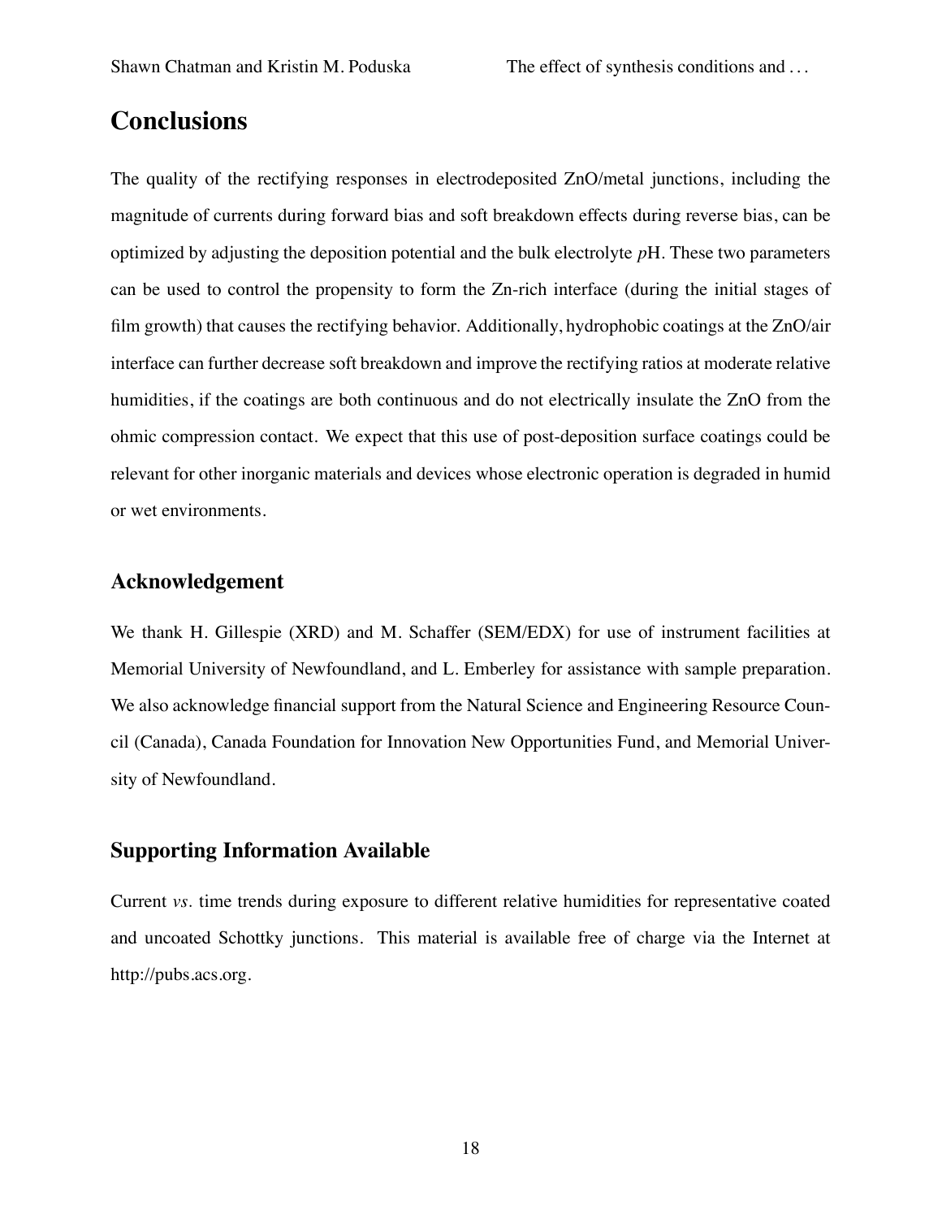# Conclusions

The quality of the rectifying responses in electrodeposited ZnO/metal junctions, including the magnitude of currents during forward bias and soft breakdown effects during reverse bias, can be optimized by adjusting the deposition potential and the bulk electrolyte *p*H. These two parameters can be used to control the propensity to form the Zn-rich interface (during the initial stages of film growth) that causes the rectifying behavior. Additionally, hydrophobic coatings at the ZnO/air interface can further decrease soft breakdown and improve the rectifying ratios at moderate relative humidities, if the coatings are both continuous and do not electrically insulate the ZnO from the ohmic compression contact. We expect that this use of post-deposition surface coatings could be relevant for other inorganic materials and devices whose electronic operation is degraded in humid or wet environments.

## Acknowledgement

We thank H. Gillespie (XRD) and M. Schaffer (SEM/EDX) for use of instrument facilities at Memorial University of Newfoundland, and L. Emberley for assistance with sample preparation. We also acknowledge financial support from the Natural Science and Engineering Resource Council (Canada), Canada Foundation for Innovation New Opportunities Fund, and Memorial University of Newfoundland.

## Supporting Information Available

Current *vs.* time trends during exposure to different relative humidities for representative coated and uncoated Schottky junctions. This material is available free of charge via the Internet at http://pubs.acs.org.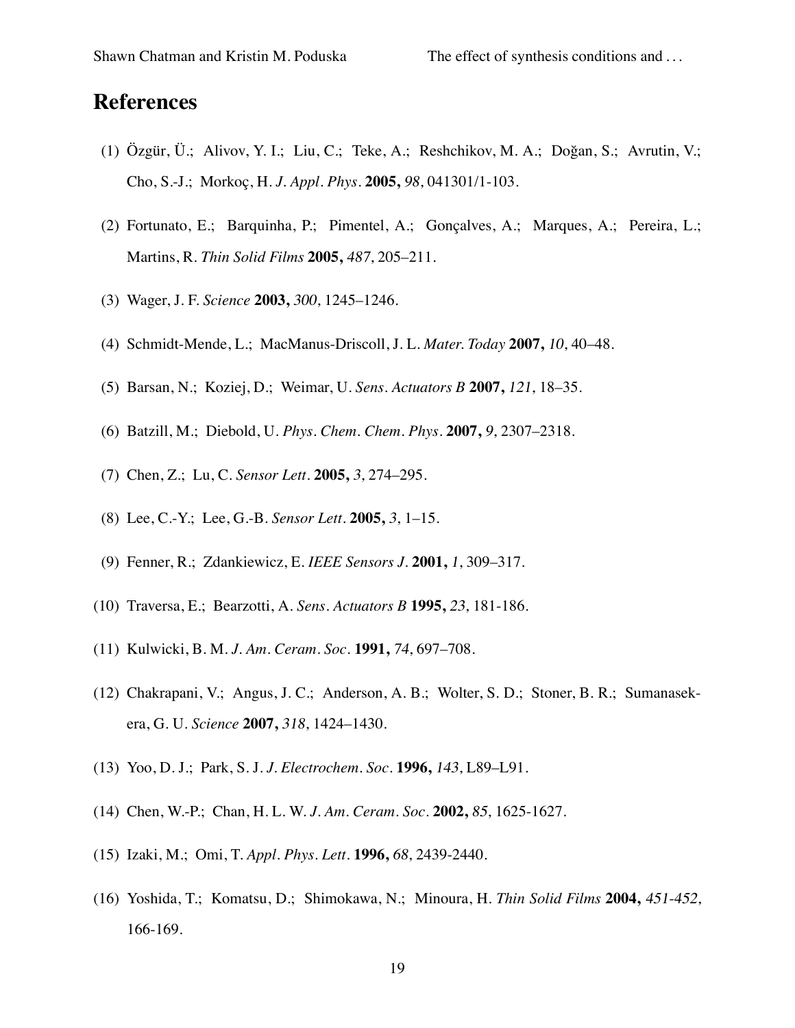# References

(1) Özgür, Ü.; Alivov, Y. I.; Liu, C.; Teke, A.; Reshchikov, M. A.; Doğan, S.; Avrutin, V.; Cho, S.-J.; Morkoç, H. *J. Appl. Phys.* **2005,** *98*, 041301/1-103.

(2) Fortunato, E.; Barquinha, P.; Pimentel, A.; Gonçalves, A.; Marques, A.; Pereira, L.; Martins, R. *Thin Solid Films* **2005,** *487*, 205–211.

(3) Wager, J. F. *Science* **2003,** *300*, 1245–1246.

(4) Schmidt-Mende, L.; MacManus-Driscoll, J. L. *Mater. Today* **2007,** *10*, 40–48.

(5) Barsan, N.; Koziej, D.; Weimar, U. *Sens. Actuators B* **2007,** *121*, 18–35.

(6) Batzill, M.; Diebold, U. *Phys. Chem. Chem. Phys.* **2007,** *9*, 2307–2318.

(7) Chen, Z.; Lu, C. *Sensor Lett.* **2005,** *3*, 274–295.

(8) Lee, C.-Y.; Lee, G.-B. *Sensor Lett.* **2005,** *3*, 1–15.

(9) Fenner, R.; Zdankiewicz, E. *IEEE Sensors J.* **2001,** *1*, 309–317.

(10) Traversa, E.; Bearzotti, A. *Sens. Actuators B* **1995,** *23*, 181-186.

(11) Kulwicki, B. M. *J. Am. Ceram. Soc.* **1991,** *74*, 697–708.

(12) Chakrapani, V.; Angus, J. C.; Anderson, A. B.; Wolter, S. D.; Stoner, B. R.; Sumanasekera, G. U. *Science* **2007,** *318*, 1424–1430.

(13) Yoo, D. J.; Park, S. J. *J. Electrochem. Soc.* **1996,** *143*, L89–L91.

(14) Chen, W.-P.; Chan, H. L. W. *J. Am. Ceram. Soc.* **2002,** *85*, 1625-1627.

(15) Izaki, M.; Omi, T. *Appl. Phys. Lett.* **1996,** *68*, 2439-2440.

(16) Yoshida, T.; Komatsu, D.; Shimokawa, N.; Minoura, H. *Thin Solid Films* **2004,** *451-452*, 166-169.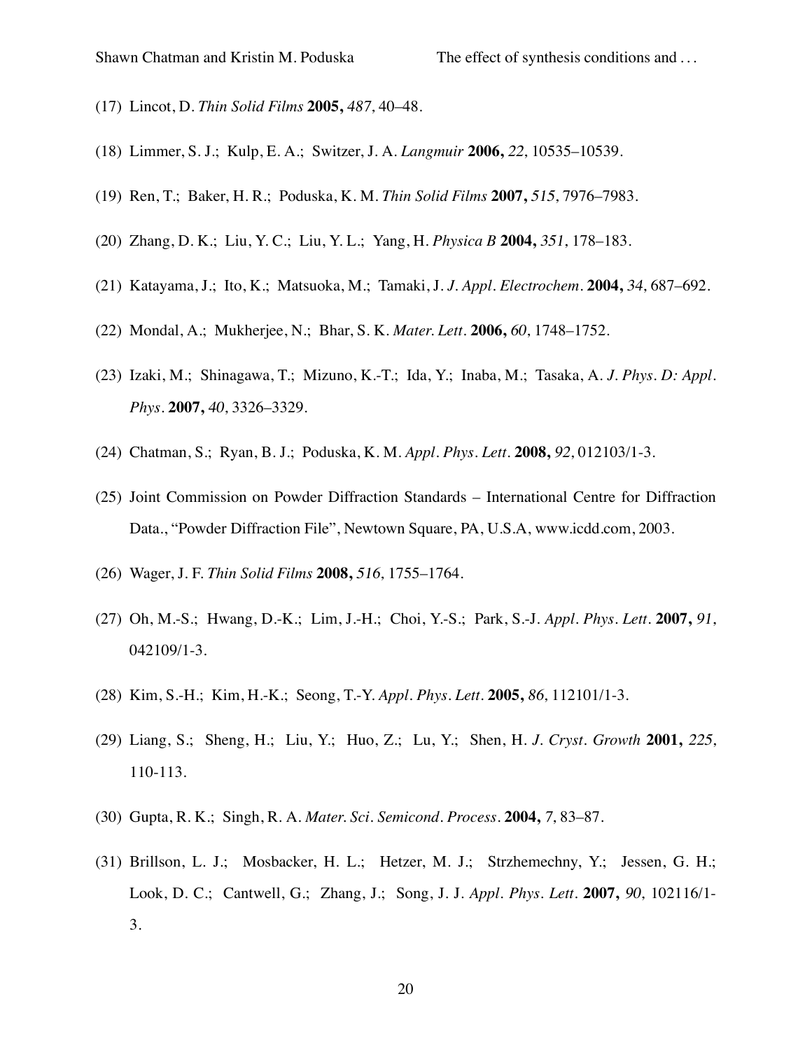(17) Lincot, D. *Thin Solid Films* **2005,** *487*, 40–48.

(18) Limmer, S. J.; Kulp, E. A.; Switzer, J. A. *Langmuir* **2006,** *22*, 10535–10539.

(19) Ren, T.; Baker, H. R.; Poduska, K. M. *Thin Solid Films* **2007,** *515*, 7976–7983.

(20) Zhang, D. K.; Liu, Y. C.; Liu, Y. L.; Yang, H. *Physica B* **2004,** *351*, 178–183.

(21) Katayama, J.; Ito, K.; Matsuoka, M.; Tamaki, J. *J. Appl. Electrochem.* **2004,** *34*, 687–692.

(22) Mondal, A.; Mukherjee, N.; Bhar, S. K. *Mater. Lett.* **2006,** *60*, 1748–1752.

(23) Izaki, M.; Shinagawa, T.; Mizuno, K.-T.; Ida, Y.; Inaba, M.; Tasaka, A. *J. Phys. D: Appl. Phys.* **2007,** *40*, 3326–3329.

(24) Chatman, S.; Ryan, B. J.; Poduska, K. M. *Appl. Phys. Lett.* **2008,** *92*, 012103/1-3.

(25) Joint Commission on Powder Diffraction Standards – International Centre for Diffraction Data., "Powder Diffraction File", Newtown Square, PA, U.S.A, www.icdd.com, 2003.

(26) Wager, J. F. *Thin Solid Films* **2008,** *516*, 1755–1764.

(27) Oh, M.-S.; Hwang, D.-K.; Lim, J.-H.; Choi, Y.-S.; Park, S.-J. *Appl. Phys. Lett.* **2007,** *91*, 042109/1-3.

(28) Kim, S.-H.; Kim, H.-K.; Seong, T.-Y. *Appl. Phys. Lett.* **2005,** *86*, 112101/1-3.

(29) Liang, S.; Sheng, H.; Liu, Y.; Huo, Z.; Lu, Y.; Shen, H. *J. Cryst. Growth* **2001,** *225*, 110-113.

(30) Gupta, R. K.; Singh, R. A. *Mater. Sci. Semicond. Process.* **2004,** *7*, 83–87.

(31) Brillson, L. J.; Mosbacker, H. L.; Hetzer, M. J.; Strzhemechny, Y.; Jessen, G. H.; Look, D. C.; Cantwell, G.; Zhang, J.; Song, J. J. *Appl. Phys. Lett.* **2007,** *90*, 102116/1-3.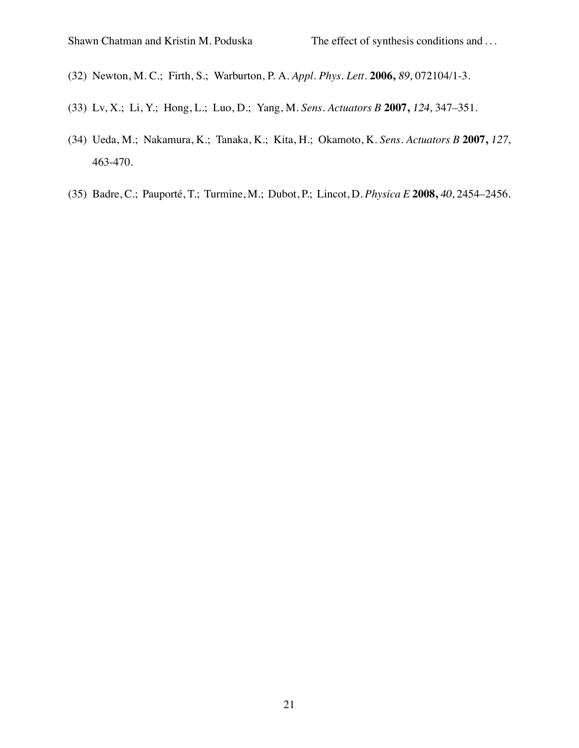(32) Newton, M. C.; Firth, S.; Warburton, P. A. *Appl. Phys. Lett.* **2006,** *89*, 072104/1-3.

(33) Lv, X.; Li, Y.; Hong, L.; Luo, D.; Yang, M. *Sens. Actuators B* **2007,** *124*, 347–351.

(34) Ueda, M.; Nakamura, K.; Tanaka, K.; Kita, H.; Okamoto, K. *Sens. Actuators B* **2007,** *127*, 463-470.

(35) Badre, C.; Pauporté, T.; Turmine, M.; Dubot, P.; Lincot, D. *Physica E* **2008,** *40*, 2454–2456.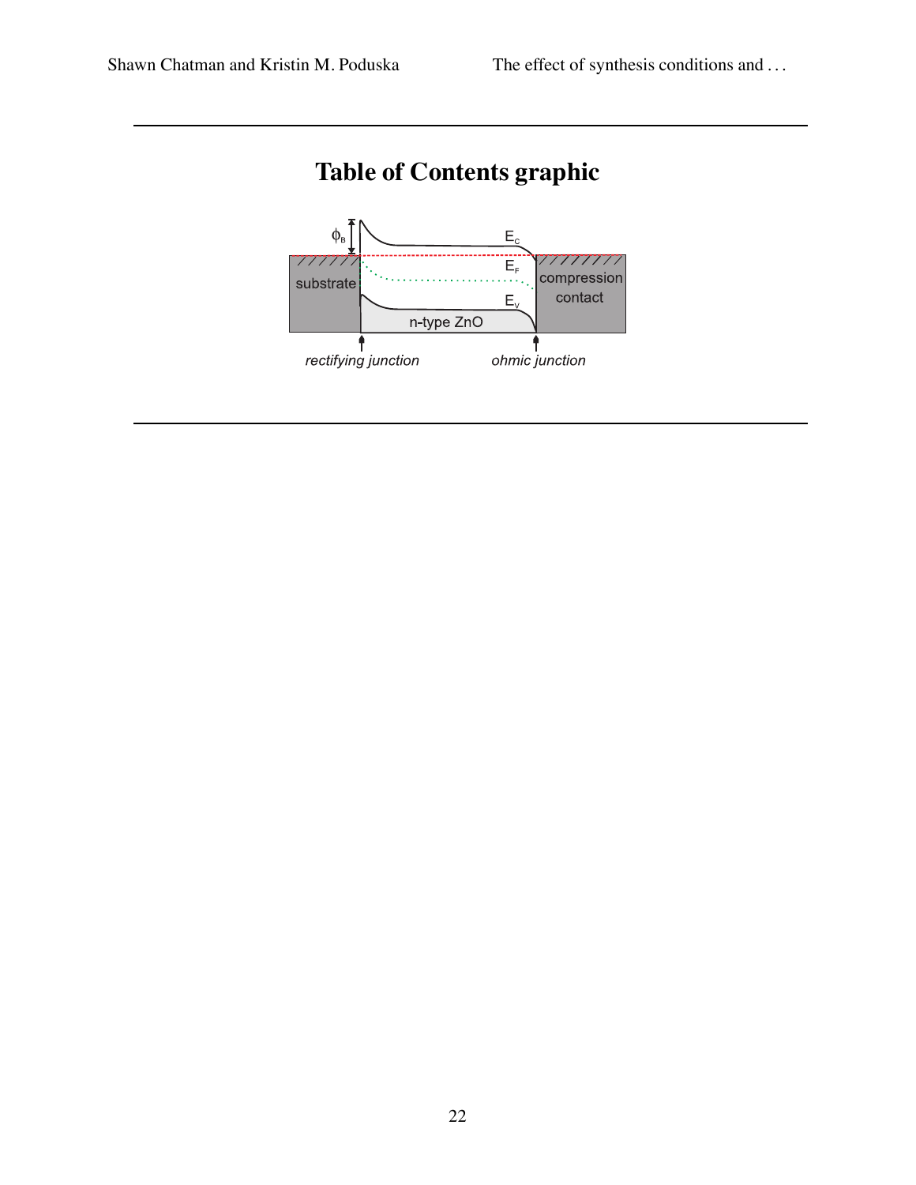# Table of Contents graphic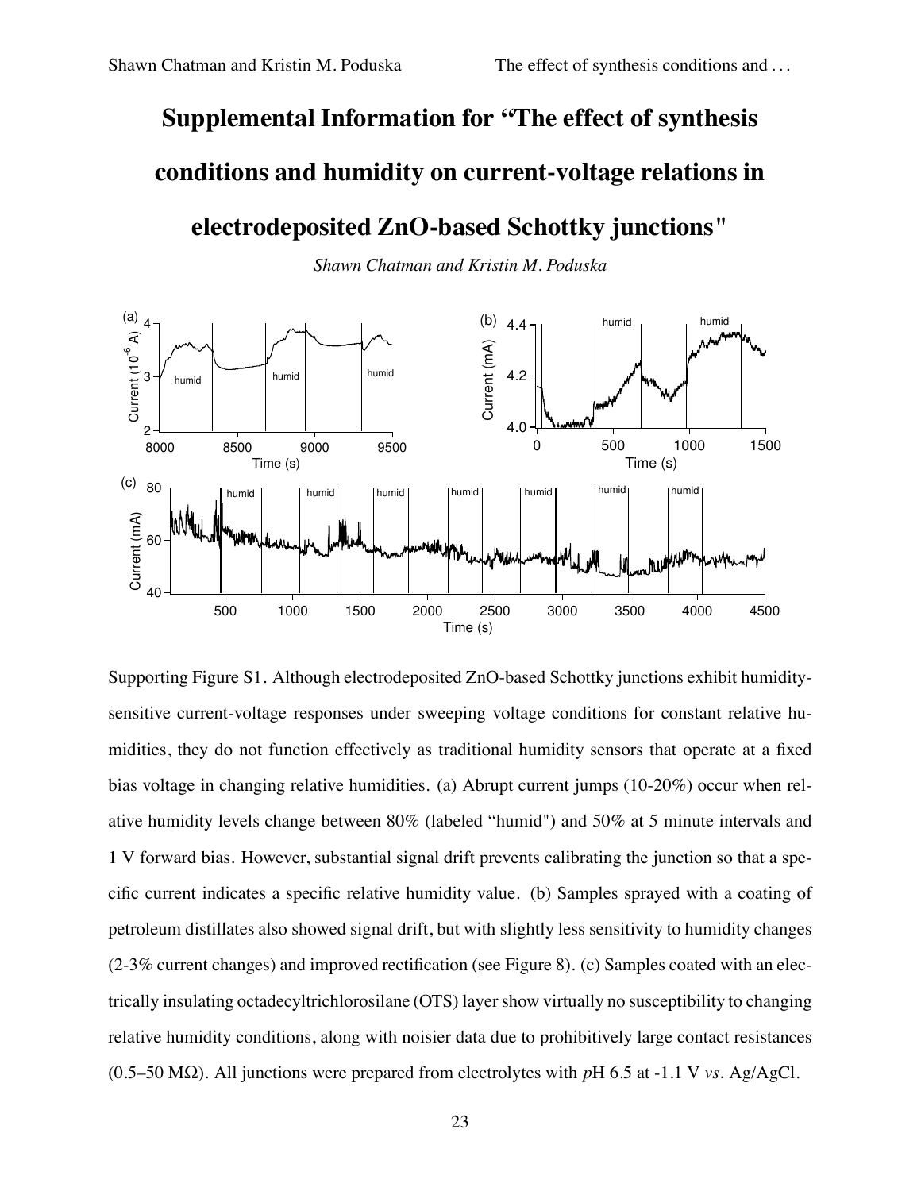# Supplemental Information for "The effect of synthesis conditions and humidity on current-voltage relations in electrodeposited ZnO-based Schottky junctions"

*Shawn Chatman and Kristin M. Poduska*

(a)
Current ($10^{-6}$ A)
4
3
2
humid
humid
humid
8000
8500
9000
9500
Time (s)

(b)
Current (mA)
4.4
4.2
4.0
humid
humid
0
500
1000
1500
Time (s)

(c)
Current (mA)
80
60
40
humid
humid
humid
humid
humid
humid
humid
500
1000
1500
2000
2500
3000
3500
4000
4500
Time (s)

Supporting Figure S1. Although electrodeposited ZnO-based Schottky junctions exhibit humidity-sensitive current-voltage responses under sweeping voltage conditions for constant relative humidities, they do not function effectively as traditional humidity sensors that operate at a fixed bias voltage in changing relative humidities. (a) Abrupt current jumps (10-20%) occur when relative humidity levels change between 80% (labeled "humid") and 50% at 5 minute intervals and 1 V forward bias. However, substantial signal drift prevents calibrating the junction so that a specific current indicates a specific relative humidity value. (b) Samples sprayed with a coating of petroleum distillates also showed signal drift, but with slightly less sensitivity to humidity changes (2-3% current changes) and improved rectification (see Figure 8). (c) Samples coated with an electrically insulating octadecyltrichlorosilane (OTS) layer show virtually no susceptibility to changing relative humidity conditions, along with noisier data due to prohibitively large contact resistances (0.5–50 MΩ). All junctions were prepared from electrolytes with *p*H 6.5 at -1.1 V *vs.* Ag/AgCl.